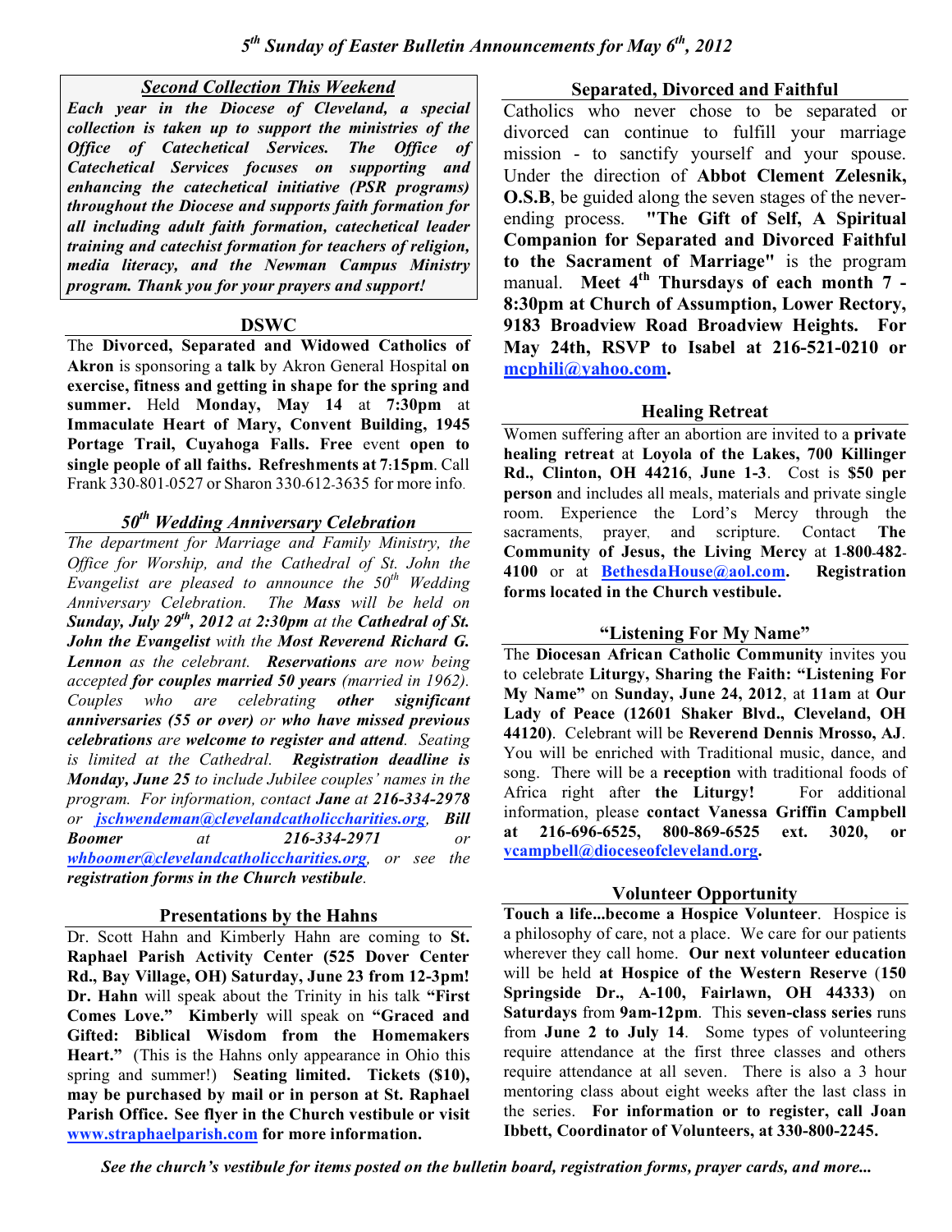# 5th Sunday of Easter Bulletin Announcements for May 6th, 2012

## *Second Collection This Weekend*

***Each year in the Diocese of Cleveland, a special collection is taken up to support the ministries of the Office of Catechetical Services. The Office of Catechetical Services focuses on supporting and enhancing the catechetical initiative (PSR programs) throughout the Diocese and supports faith formation for all including adult faith formation, catechetical leader training and catechist formation for teachers of religion, media literacy, and the Newman Campus Ministry program. Thank you for your prayers and support!***

## DSWC

The **Divorced, Separated and Widowed Catholics of Akron** is sponsoring a **talk** by Akron General Hospital **on exercise, fitness and getting in shape for the spring and summer.** Held **Monday, May 14** at **7:30pm** at **Immaculate Heart of Mary, Convent Building, 1945 Portage Trail, Cuyahoga Falls. Free** event **open to single people of all faiths. Refreshments at 7:15pm**. Call Frank 330-801-0527 or Sharon 330-612-3635 for more info.

## *50th Wedding Anniversary Celebration*

*The department for Marriage and Family Ministry, the Office for Worship, and the Cathedral of St. John the Evangelist are pleased to announce the 50th Wedding Anniversary Celebration. The **Mass** will be held on **Sunday, July 29th, 2012** at **2:30pm** at the **Cathedral of St. John the Evangelist** with the **Most Reverend Richard G. Lennon** as the celebrant. **Reservations** are now being accepted **for couples married 50 years** (married in 1962). Couples who are celebrating **other significant anniversaries (55 or over)** or **who have missed previous celebrations** are **welcome to register and attend**. Seating is limited at the Cathedral. **Registration deadline is Monday, June 25** to include Jubilee couples' names in the program. For information, contact **Jane** at **216-334-2978** or jschwendeman@clevelandcatholiccharities.org, **Bill Boomer** at **216-334-2971** or whboomer@clevelandcatholiccharities.org, or see the **registration forms in the Church vestibule**.*

## Presentations by the Hahns

Dr. Scott Hahn and Kimberly Hahn are coming to **St. Raphael Parish Activity Center (525 Dover Center Rd., Bay Village, OH) Saturday, June 23 from 12-3pm! Dr. Hahn** will speak about the Trinity in his talk **"First Comes Love." Kimberly** will speak on **"Graced and Gifted: Biblical Wisdom from the Homemakers Heart."** (This is the Hahns only appearance in Ohio this spring and summer!) **Seating limited. Tickets ($10), may be purchased by mail or in person at St. Raphael Parish Office. See flyer in the Church vestibule or visit www.straphaelparish.com for more information.**

## Separated, Divorced and Faithful

Catholics who never chose to be separated or divorced can continue to fulfill your marriage mission - to sanctify yourself and your spouse. Under the direction of **Abbot Clement Zelesnik, O.S.B**, be guided along the seven stages of the never-ending process. **"The Gift of Self, A Spiritual Companion for Separated and Divorced Faithful to the Sacrament of Marriage"** is the program manual. **Meet 4th Thursdays of each month 7 - 8:30pm at Church of Assumption, Lower Rectory, 9183 Broadview Road Broadview Heights. For May 24th, RSVP to Isabel at 216-521-0210 or mcphili@yahoo.com.**

## Healing Retreat

Women suffering after an abortion are invited to a **private healing retreat** at **Loyola of the Lakes, 700 Killinger Rd., Clinton, OH 44216**, **June 1-3**. Cost is **$50 per person** and includes all meals, materials and private single room. Experience the Lord's Mercy through the sacraments, prayer, and scripture. Contact **The Community of Jesus, the Living Mercy** at **1-800-482-4100** or at **BethesdaHouse@aol.com. Registration forms located in the Church vestibule.**

## "Listening For My Name"

The **Diocesan African Catholic Community** invites you to celebrate **Liturgy, Sharing the Faith: "Listening For My Name"** on **Sunday, June 24, 2012**, at **11am** at **Our Lady of Peace (12601 Shaker Blvd., Cleveland, OH 44120)**. Celebrant will be **Reverend Dennis Mrosso, AJ**. You will be enriched with Traditional music, dance, and song. There will be a **reception** with traditional foods of Africa right after **the Liturgy!** For additional information, please **contact Vanessa Griffin Campbell at 216-696-6525, 800-869-6525 ext. 3020, or vcampbell@dioceseofcleveland.org.**

## Volunteer Opportunity

**Touch a life...become a Hospice Volunteer**. Hospice is a philosophy of care, not a place. We care for our patients wherever they call home. **Our next volunteer education** will be held **at Hospice of the Western Reserve** (**150 Springside Dr., A-100, Fairlawn, OH 44333)** on **Saturdays** from **9am-12pm**. This **seven-class series** runs from **June 2 to July 14**. Some types of volunteering require attendance at the first three classes and others require attendance at all seven. There is also a 3 hour mentoring class about eight weeks after the last class in the series. **For information or to register, call Joan Ibbett, Coordinator of Volunteers, at 330-800-2245.**

***See the church's vestibule for items posted on the bulletin board, registration forms, prayer cards, and more...***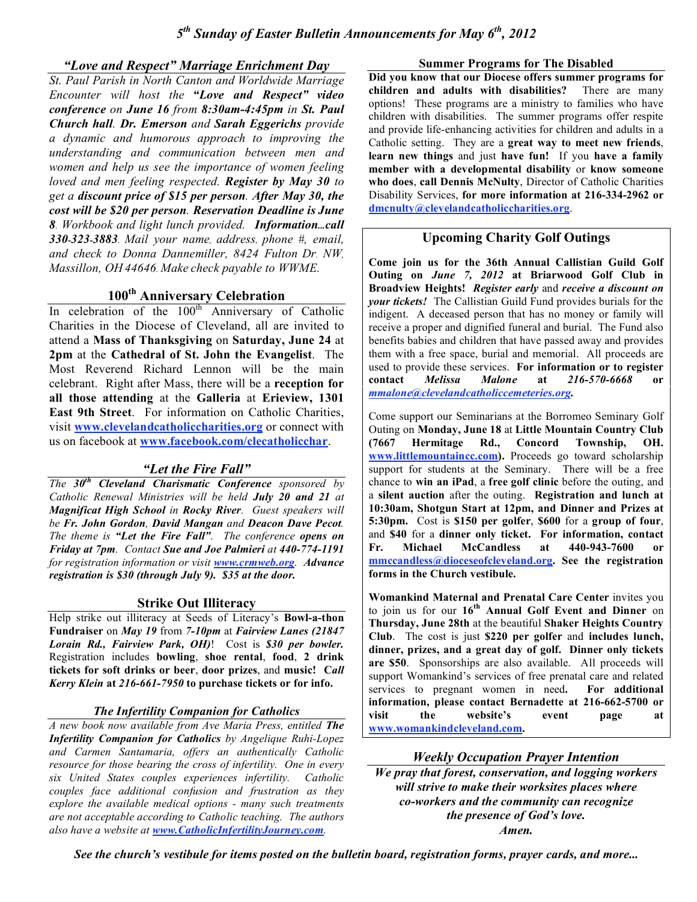# *5th Sunday of Easter Bulletin Announcements for May 6th, 2012*

## *"Love and Respect" Marriage Enrichment Day*

*St. Paul Parish in North Canton and Worldwide Marriage Encounter will host the **"Love and Respect" video conference** on **June 16** from **8:30am-4:45pm** in **St. Paul Church hall**. **Dr. Emerson** and **Sarah Eggerichs** provide a dynamic and humorous approach to improving the understanding and communication between men and women and help us see the importance of women feeling loved and men feeling respected. **Register by May 30** to get a **discount price of $15 per person**. **After May 30, the cost will be $20 per person**. **Reservation Deadline is June 8**. Workbook and light lunch provided. **Information...call 330-323-3883**. Mail your name, address, phone #, email, and check to Donna Dannemiller, 8424 Fulton Dr. NW, Massillon, OH 44646. Make check payable to WWME.*

## 100th Anniversary Celebration

In celebration of the 100th Anniversary of Catholic Charities in the Diocese of Cleveland, all are invited to attend a **Mass of Thanksgiving** on **Saturday, June 24** at **2pm** at the **Cathedral of St. John the Evangelist**. The Most Reverend Richard Lennon will be the main celebrant. Right after Mass, there will be a **reception for all those attending** at the **Galleria** at **Erieview, 1301 East 9th Street**. For information on Catholic Charities, visit **www.clevelandcatholiccharities.org** or connect with us on facebook at **www.facebook.com/clecatholicchar**.

## *"Let the Fire Fall"*

*The **30th Cleveland Charismatic Conference** sponsored by Catholic Renewal Ministries will be held **July 20 and 21** at **Magnificat High School** in **Rocky River**. Guest speakers will be **Fr. John Gordon**, **David Mangan** and **Deacon Dave Pecot**. The theme is **"Let the Fire Fall"**. The conference **opens on Friday at 7pm**. Contact **Sue and Joe Palmieri** at **440-774-1191** for registration information or visit **www.crmweb.org**. **Advance registration is $30 (through July 9). $35 at the door.***

## Strike Out Illiteracy

Help strike out illiteracy at Seeds of Literacy's **Bowl-a-thon Fundraiser** on ***May 19*** from ***7-10pm*** at ***Fairview Lanes (21847 Lorain Rd., Fairview Park, OH)***! Cost is ***$30 per bowler.*** Registration includes **bowling**, **shoe rental**, **food**, **2 drink tickets for soft drinks or beer**, **door prizes**, and **music!** ***Call Kerry Klein*** **at *216-661-7950* to purchase tickets or for info.**

## *The Infertility Companion for Catholics*

*A new book now available from Ave Maria Press, entitled **The Infertility Companion for Catholics** by Angelique Ruhi-Lopez and Carmen Santamaria, offers an authentically Catholic resource for those bearing the cross of infertility. One in every six United States couples experiences infertility. Catholic couples face additional confusion and frustration as they explore the available medical options - many such treatments are not acceptable according to Catholic teaching. The authors also have a website at **www.CatholicInfertilityJourney.com**.*

## Summer Programs for The Disabled

**Did you know that our Diocese offers summer programs for children and adults with disabilities?** There are many options! These programs are a ministry to families who have children with disabilities. The summer programs offer respite and provide life-enhancing activities for children and adults in a Catholic setting. They are a **great way to meet new friends**, **learn new things** and just **have fun!** If you **have a family member with a developmental disability** or **know someone who does**, **call Dennis McNulty**, Director of Catholic Charities Disability Services, **for more information at 216-334-2962 or dmcnulty@clevelandcatholiccharities.org**.

## Upcoming Charity Golf Outings

**Come join us for the 36th Annual Callistian Guild Golf Outing on *June 7, 2012* at Briarwood Golf Club in Broadview Heights!** ***Register early*** and ***receive a discount on your tickets!*** The Callistian Guild Fund provides burials for the indigent. A deceased person that has no money or family will receive a proper and dignified funeral and burial. The Fund also benefits babies and children that have passed away and provides them with a free space, burial and memorial. All proceeds are used to provide these services. **For information or to register contact *Melissa Malone* at *216-570-6668* or *mmalone@clevelandcatholiccemeteries.org*.**

Come support our Seminarians at the Borromeo Seminary Golf Outing on **Monday, June 18** at **Little Mountain Country Club (7667 Hermitage Rd., Concord Township, OH. www.littlemountaincc.com).** Proceeds go toward scholarship support for students at the Seminary. There will be a free chance to **win an iPad**, a **free golf clinic** before the outing, and a **silent auction** after the outing. **Registration and lunch at 10:30am, Shotgun Start at 12pm, and Dinner and Prizes at 5:30pm.** Cost is **$150 per golfer**, **$600** for a **group of four**, and **$40** for a **dinner only ticket. For information, contact Fr. Michael McCandless at 440-943-7600 or mmccandless@dioceseofcleveland.org. See the registration forms in the Church vestibule.**

**Womankind Maternal and Prenatal Care Center** invites you to join us for our **16th Annual Golf Event and Dinner** on **Thursday, June 28th** at the beautiful **Shaker Heights Country Club**. The cost is just **$220 per golfer** and **includes lunch, dinner, prizes, and a great day of golf. Dinner only tickets are $50**. Sponsorships are also available. All proceeds will support Womankind's services of free prenatal care and related services to pregnant women in need**. For additional information, please contact Bernadette at 216-662-5700 or visit the website's event page at www.womankindcleveland.com.**

## *Weekly Occupation Prayer Intention*

***We pray that forest, conservation, and logging workers will strive to make their worksites places where co-workers and the community can recognize the presence of God's love. Amen.***

***See the church's vestibule for items posted on the bulletin board, registration forms, prayer cards, and more...***